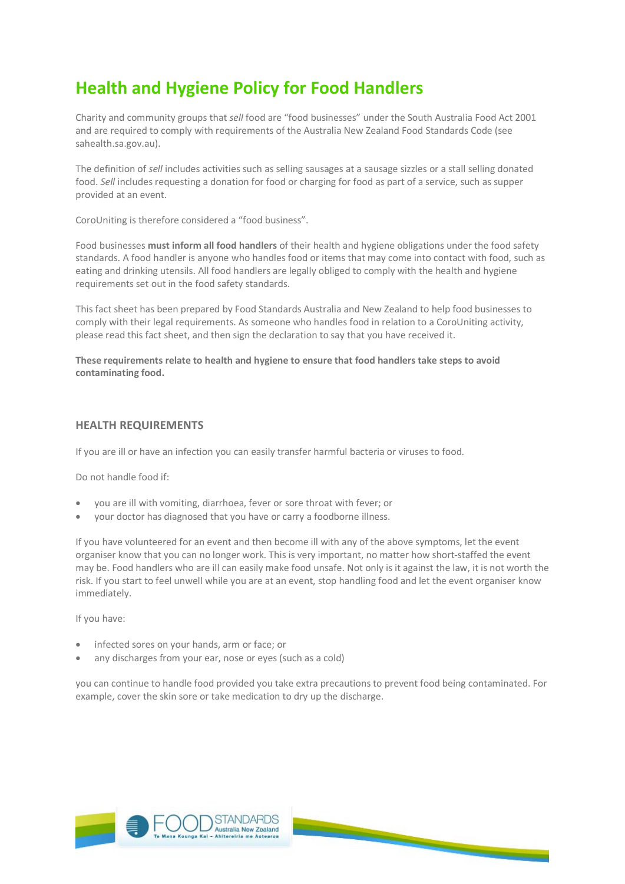# Health and Hygiene Policy for Food Handlers

Charity and community groups that *sell* food are "food businesses" under the South Australia Food Act 2001 and are required to comply with requirements of the Australia New Zealand Food Standards Code (see sahealth.sa.gov.au).

The definition of *sell* includes activities such as selling sausages at a sausage sizzles or a stall selling donated food. *Sell* includes requesting a donation for food or charging for food as part of a service, such as supper provided at an event.

CoroUniting is therefore considered a "food business".

Food businesses **must inform all food handlers** of their health and hygiene obligations under the food safety standards. A food handler is anyone who handles food or items that may come into contact with food, such as eating and drinking utensils. All food handlers are legally obliged to comply with the health and hygiene requirements set out in the food safety standards.

This fact sheet has been prepared by Food Standards Australia and New Zealand to help food businesses to comply with their legal requirements. As someone who handles food in relation to a CoroUniting activity, please read this fact sheet, and then sign the declaration to say that you have received it.

**These requirements relate to health and hygiene to ensure that food handlers take steps to avoid contaminating food.**

## HEALTH REQUIREMENTS

If you are ill or have an infection you can easily transfer harmful bacteria or viruses to food.

Do not handle food if:

- you are ill with vomiting, diarrhoea, fever or sore throat with fever; or
- your doctor has diagnosed that you have or carry a foodborne illness.

If you have volunteered for an event and then become ill with any of the above symptoms, let the event organiser know that you can no longer work. This is very important, no matter how short-staffed the event may be. Food handlers who are ill can easily make food unsafe. Not only is it against the law, it is not worth the risk. If you start to feel unwell while you are at an event, stop handling food and let the event organiser know immediately.

If you have:

- infected sores on your hands, arm or face; or
- any discharges from your ear, nose or eyes (such as a cold)

you can continue to handle food provided you take extra precautions to prevent food being contaminated. For example, cover the skin sore or take medication to dry up the discharge.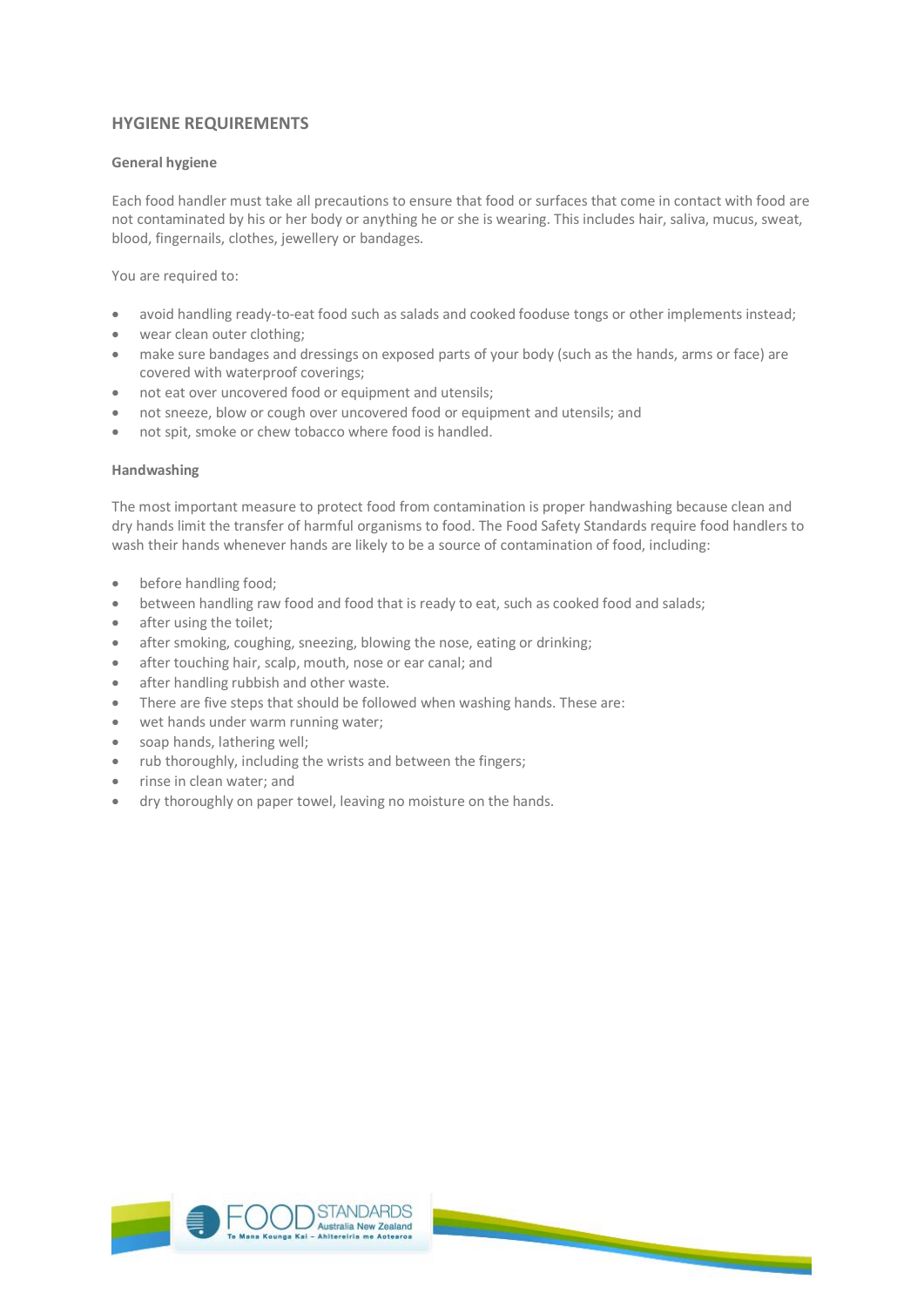## HYGIENE REQUIREMENTS

### General hygiene

Each food handler must take all precautions to ensure that food or surfaces that come in contact with food are not contaminated by his or her body or anything he or she is wearing. This includes hair, saliva, mucus, sweat, blood, fingernails, clothes, jewellery or bandages.

You are required to:

- avoid handling ready-to-eat food such as salads and cooked fooduse tongs or other implements instead;
- wear clean outer clothing;
- make sure bandages and dressings on exposed parts of your body (such as the hands, arms or face) are covered with waterproof coverings;
- not eat over uncovered food or equipment and utensils;
- not sneeze, blow or cough over uncovered food or equipment and utensils; and
- not spit, smoke or chew tobacco where food is handled.

### Handwashing

The most important measure to protect food from contamination is proper handwashing because clean and dry hands limit the transfer of harmful organisms to food. The Food Safety Standards require food handlers to wash their hands whenever hands are likely to be a source of contamination of food, including:

- before handling food;
- between handling raw food and food that is ready to eat, such as cooked food and salads;
- after using the toilet;
- after smoking, coughing, sneezing, blowing the nose, eating or drinking;
- after touching hair, scalp, mouth, nose or ear canal; and
- after handling rubbish and other waste.
- There are five steps that should be followed when washing hands. These are:
- wet hands under warm running water;
- soap hands, lathering well;
- rub thoroughly, including the wrists and between the fingers;
- rinse in clean water; and
- dry thoroughly on paper towel, leaving no moisture on the hands.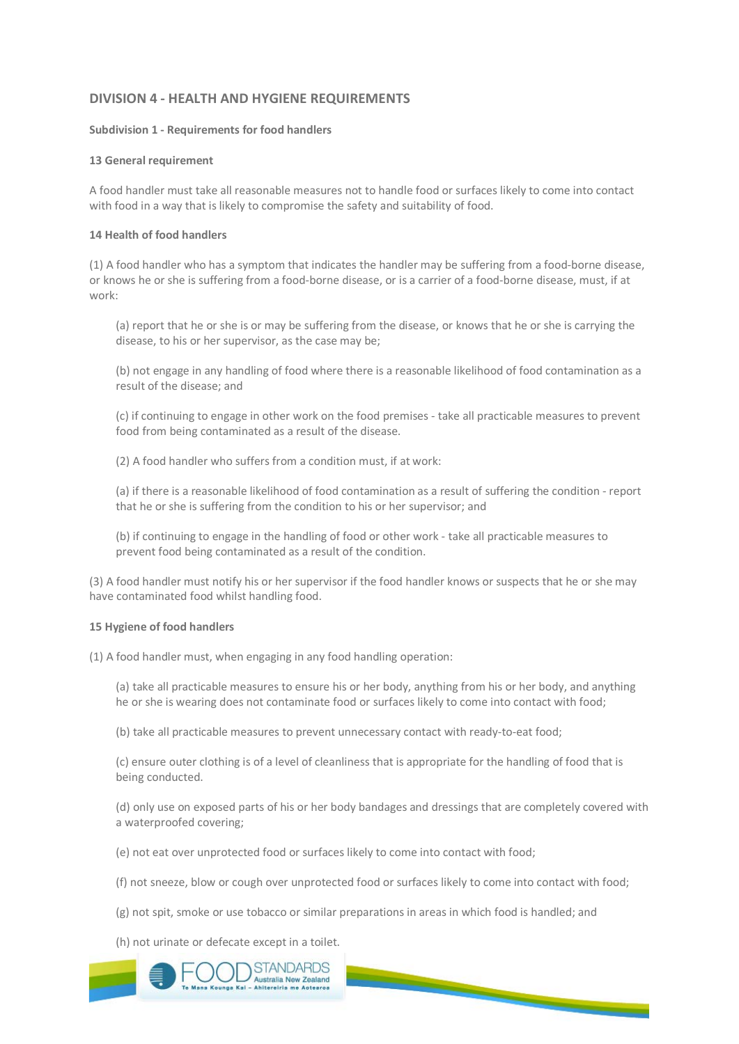## DIVISION 4 - HEALTH AND HYGIENE REQUIREMENTS

**Subdivision 1 - Requirements for food handlers**

**13 General requirement**

A food handler must take all reasonable measures not to handle food or surfaces likely to come into contact with food in a way that is likely to compromise the safety and suitability of food.

**14 Health of food handlers**

(1) A food handler who has a symptom that indicates the handler may be suffering from a food-borne disease, or knows he or she is suffering from a food-borne disease, or is a carrier of a food-borne disease, must, if at work:

> (a) report that he or she is or may be suffering from the disease, or knows that he or she is carrying the disease, to his or her supervisor, as the case may be;
>
> (b) not engage in any handling of food where there is a reasonable likelihood of food contamination as a result of the disease; and
>
> (c) if continuing to engage in other work on the food premises - take all practicable measures to prevent food from being contaminated as a result of the disease.
>
> (2) A food handler who suffers from a condition must, if at work:
>
> (a) if there is a reasonable likelihood of food contamination as a result of suffering the condition - report that he or she is suffering from the condition to his or her supervisor; and
>
> (b) if continuing to engage in the handling of food or other work - take all practicable measures to prevent food being contaminated as a result of the condition.

(3) A food handler must notify his or her supervisor if the food handler knows or suspects that he or she may have contaminated food whilst handling food.

**15 Hygiene of food handlers**

(1) A food handler must, when engaging in any food handling operation:

> (a) take all practicable measures to ensure his or her body, anything from his or her body, and anything he or she is wearing does not contaminate food or surfaces likely to come into contact with food;
>
> (b) take all practicable measures to prevent unnecessary contact with ready-to-eat food;
>
> (c) ensure outer clothing is of a level of cleanliness that is appropriate for the handling of food that is being conducted.
>
> (d) only use on exposed parts of his or her body bandages and dressings that are completely covered with a waterproofed covering;
>
> (e) not eat over unprotected food or surfaces likely to come into contact with food;
>
> (f) not sneeze, blow or cough over unprotected food or surfaces likely to come into contact with food;
>
> (g) not spit, smoke or use tobacco or similar preparations in areas in which food is handled; and
>
> (h) not urinate or defecate except in a toilet.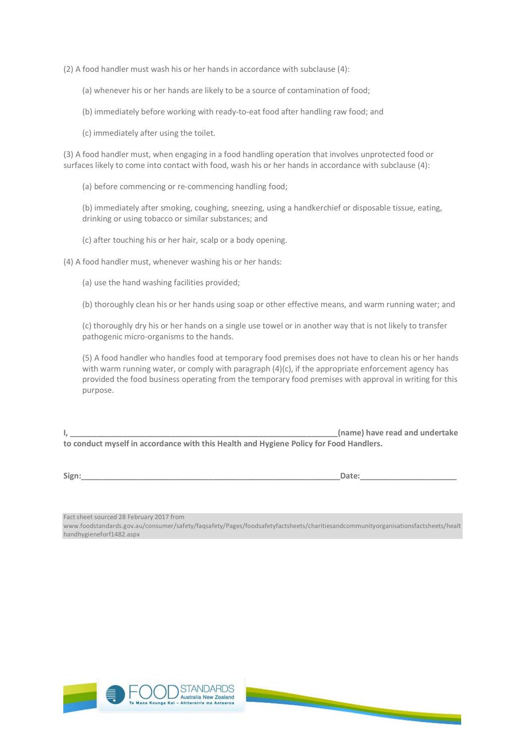(2) A food handler must wash his or her hands in accordance with subclause (4):

(a) whenever his or her hands are likely to be a source of contamination of food;

(b) immediately before working with ready-to-eat food after handling raw food; and

(c) immediately after using the toilet.

(3) A food handler must, when engaging in a food handling operation that involves unprotected food or surfaces likely to come into contact with food, wash his or her hands in accordance with subclause (4):

(a) before commencing or re-commencing handling food;

(b) immediately after smoking, coughing, sneezing, using a handkerchief or disposable tissue, eating, drinking or using tobacco or similar substances; and

(c) after touching his or her hair, scalp or a body opening.

(4) A food handler must, whenever washing his or her hands:

(a) use the hand washing facilities provided;

(b) thoroughly clean his or her hands using soap or other effective means, and warm running water; and

(c) thoroughly dry his or her hands on a single use towel or in another way that is not likely to transfer pathogenic micro-organisms to the hands.

(5) A food handler who handles food at temporary food premises does not have to clean his or her hands with warm running water, or comply with paragraph (4)(c), if the appropriate enforcement agency has provided the food business operating from the temporary food premises with approval in writing for this purpose.

**I, _______________________________________________________________(name) have read and undertake to conduct myself in accordance with this Health and Hygiene Policy for Food Handlers.**

**Sign:_______________________________________________________________Date:______________________**

Fact sheet sourced 28 February 2017 from www.foodstandards.gov.au/consumer/safety/faqsafety/Pages/foodsafetyfactsheets/charitiesandcommunityorganisationsfactsheets/healthandhygieneforf1482.aspx

FOOD STANDARDS Australia New Zealand
Te Mana Kounga Kai – Ahitereiria me Aotearoa